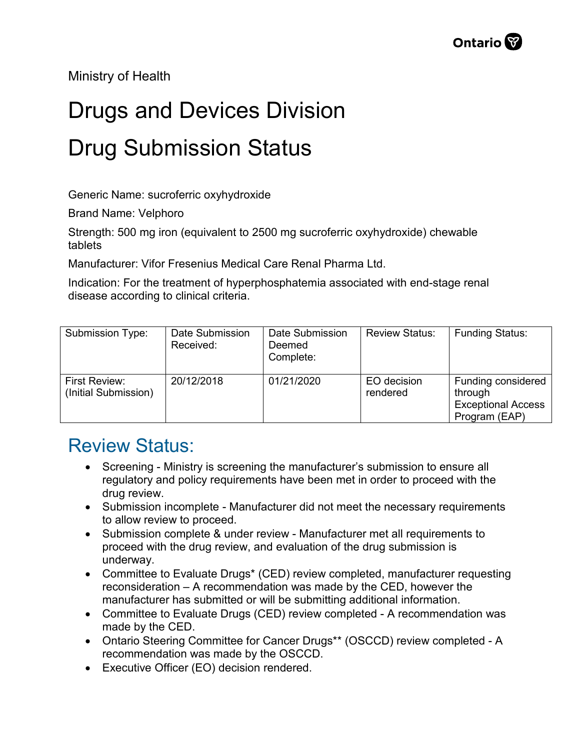Ministry of Health

# Drugs and Devices Division

# Drug Submission Status

Generic Name: sucroferric oxyhydroxide

Brand Name: Velphoro

Strength: 500 mg iron (equivalent to 2500 mg sucroferric oxyhydroxide) chewable tablets

Manufacturer: Vifor Fresenius Medical Care Renal Pharma Ltd.

Indication: For the treatment of hyperphosphatemia associated with end-stage renal disease according to clinical criteria.

| Submission Type: | Date Submission Received: | Date Submission Deemed Complete: | Review Status: | Funding Status: |
|---|---|---|---|---|
| First Review: (Initial Submission) | 20/12/2018 | 01/21/2020 | EO decision rendered | Funding considered through Exceptional Access Program (EAP) |

## Review Status:

- Screening - Ministry is screening the manufacturer's submission to ensure all regulatory and policy requirements have been met in order to proceed with the drug review.
- Submission incomplete - Manufacturer did not meet the necessary requirements to allow review to proceed.
- Submission complete & under review - Manufacturer met all requirements to proceed with the drug review, and evaluation of the drug submission is underway.
- Committee to Evaluate Drugs* (CED) review completed, manufacturer requesting reconsideration – A recommendation was made by the CED, however the manufacturer has submitted or will be submitting additional information.
- Committee to Evaluate Drugs (CED) review completed - A recommendation was made by the CED.
- Ontario Steering Committee for Cancer Drugs** (OSCCD) review completed - A recommendation was made by the OSCCD.
- Executive Officer (EO) decision rendered.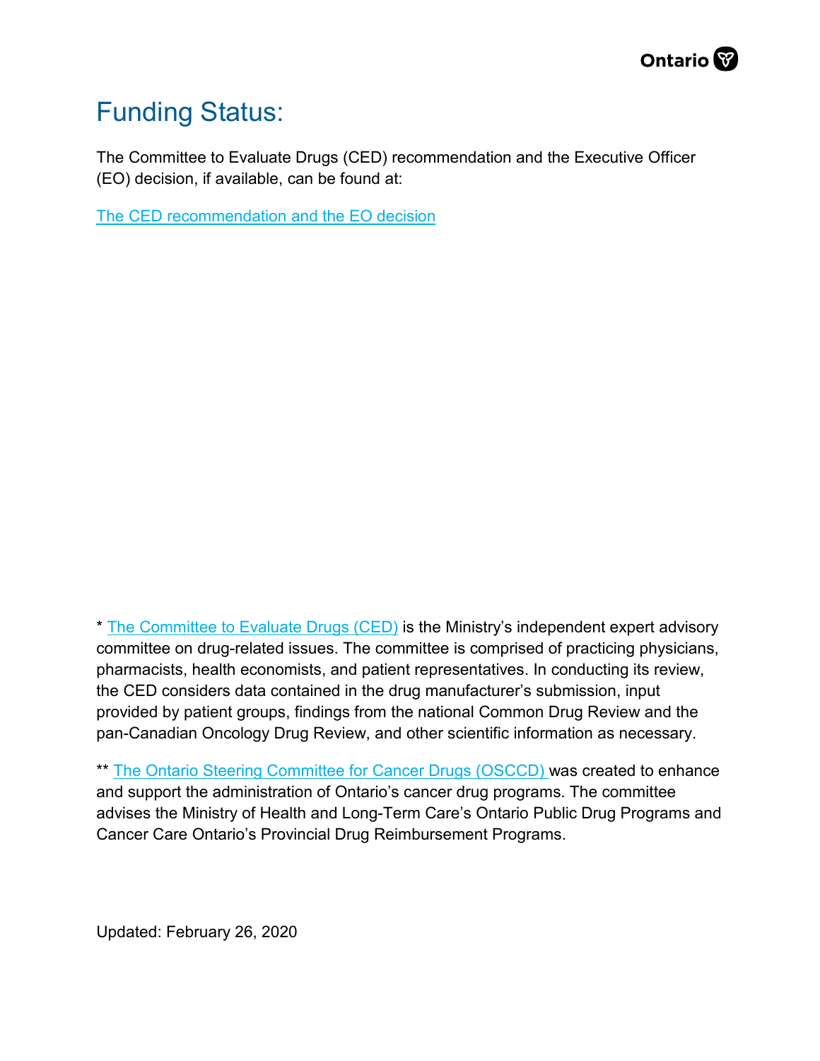# Funding Status:

The Committee to Evaluate Drugs (CED) recommendation and the Executive Officer (EO) decision, if available, can be found at:

The CED recommendation and the EO decision

* The Committee to Evaluate Drugs (CED) is the Ministry's independent expert advisory committee on drug-related issues. The committee is comprised of practicing physicians, pharmacists, health economists, and patient representatives. In conducting its review, the CED considers data contained in the drug manufacturer's submission, input provided by patient groups, findings from the national Common Drug Review and the pan-Canadian Oncology Drug Review, and other scientific information as necessary.

** The Ontario Steering Committee for Cancer Drugs (OSCCD) was created to enhance and support the administration of Ontario's cancer drug programs. The committee advises the Ministry of Health and Long-Term Care's Ontario Public Drug Programs and Cancer Care Ontario's Provincial Drug Reimbursement Programs.

Updated: February 26, 2020